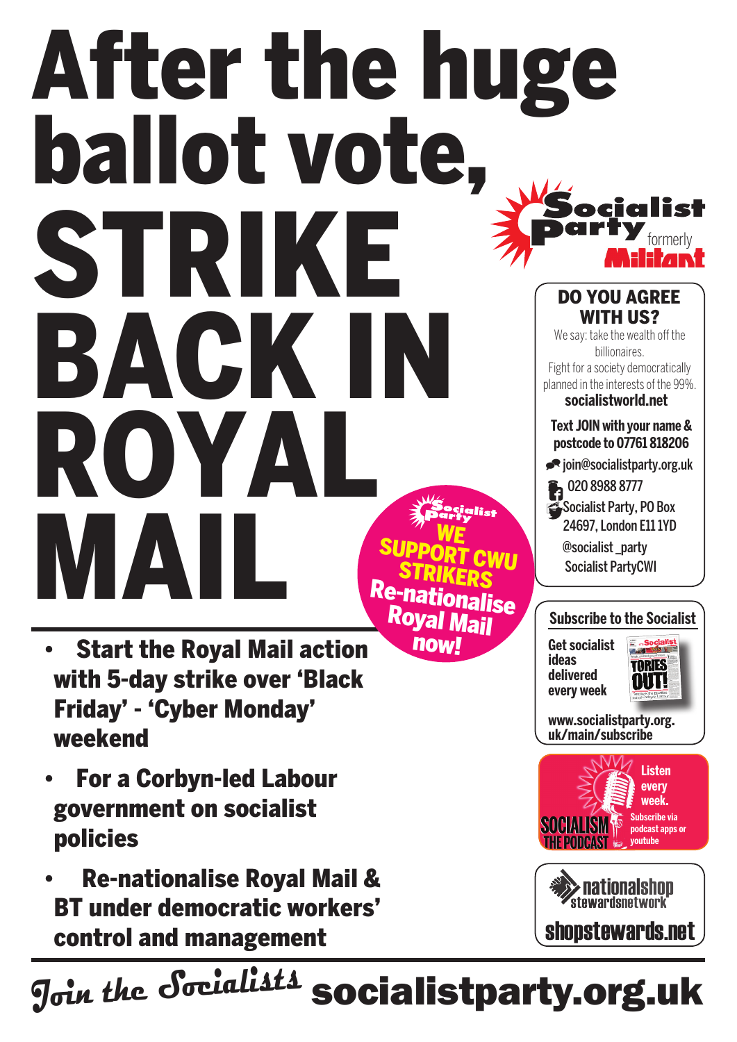# After the huge ballot vote, STRIKE BACK IN ROYAL MAIL

Socialist Party formerly Militant

Socialist Party **WE SUPPORT CWU STRIKERS Re-nationalise Royal Mail now!**

- **Start the Royal Mail action with 5-day strike over 'Black Friday' - 'Cyber Monday' weekend**
- **For a Corbyn-led Labour government on socialist policies**
- **Re-nationalise Royal Mail & BT under democratic workers' control and management**

## DO YOU AGREE WITH US?

We say: take the wealth off the billionaires.
Fight for a society democratically planned in the interests of the 99%.
**socialistworld.net**

**Text JOIN with your name & postcode to 07761 818206**

join@socialistparty.org.uk
020 8988 8777
Socialist Party, PO Box 24697, London E11 1YD
@socialist_party
Socialist PartyCWI

## Subscribe to the Socialist

**Get socialist ideas delivered every week**

**www.socialistparty.org.uk/main/subscribe**

**Listen every week.** SOCIALISM THE PODCAST **Subscribe via podcast apps or youtube**

nationalshop stewardsnetwork
**shopstewards.net**

*Join the Socialists* **socialistparty.org.uk**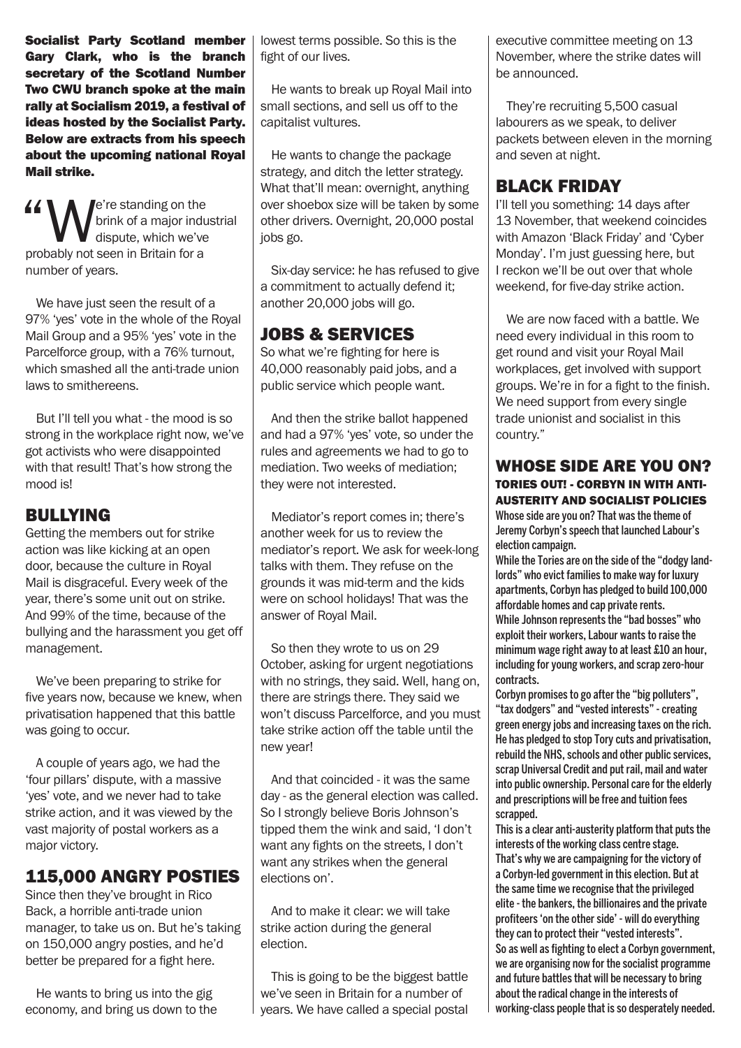**Socialist Party Scotland member Gary Clark, who is the branch secretary of the Scotland Number Two CWU branch spoke at the main rally at Socialism 2019, a festival of ideas hosted by the Socialist Party. Below are extracts from his speech about the upcoming national Royal Mail strike.**

"We're standing on the brink of a major industrial dispute, which we've probably not seen in Britain for a number of years.

We have just seen the result of a 97% 'yes' vote in the whole of the Royal Mail Group and a 95% 'yes' vote in the Parcelforce group, with a 76% turnout, which smashed all the anti-trade union laws to smithereens.

But I'll tell you what - the mood is so strong in the workplace right now, we've got activists who were disappointed with that result! That's how strong the mood is!

## BULLYING

Getting the members out for strike action was like kicking at an open door, because the culture in Royal Mail is disgraceful. Every week of the year, there's some unit out on strike. And 99% of the time, because of the bullying and the harassment you get off management.

We've been preparing to strike for five years now, because we knew, when privatisation happened that this battle was going to occur.

A couple of years ago, we had the 'four pillars' dispute, with a massive 'yes' vote, and we never had to take strike action, and it was viewed by the vast majority of postal workers as a major victory.

## 115,000 ANGRY POSTIES

Since then they've brought in Rico Back, a horrible anti-trade union manager, to take us on. But he's taking on 150,000 angry posties, and he'd better be prepared for a fight here.

He wants to bring us into the gig economy, and bring us down to the lowest terms possible. So this is the fight of our lives.

He wants to break up Royal Mail into small sections, and sell us off to the capitalist vultures.

He wants to change the package strategy, and ditch the letter strategy. What that'll mean: overnight, anything over shoebox size will be taken by some other drivers. Overnight, 20,000 postal jobs go.

Six-day service: he has refused to give a commitment to actually defend it; another 20,000 jobs will go.

## JOBS & SERVICES

So what we're fighting for here is 40,000 reasonably paid jobs, and a public service which people want.

And then the strike ballot happened and had a 97% 'yes' vote, so under the rules and agreements we had to go to mediation. Two weeks of mediation; they were not interested.

Mediator's report comes in; there's another week for us to review the mediator's report. We ask for week-long talks with them. They refuse on the grounds it was mid-term and the kids were on school holidays! That was the answer of Royal Mail.

So then they wrote to us on 29 October, asking for urgent negotiations with no strings, they said. Well, hang on, there are strings there. They said we won't discuss Parcelforce, and you must take strike action off the table until the new year!

And that coincided - it was the same day - as the general election was called. So I strongly believe Boris Johnson's tipped them the wink and said, 'I don't want any fights on the streets, I don't want any strikes when the general elections on'.

And to make it clear: we will take strike action during the general election.

This is going to be the biggest battle we've seen in Britain for a number of years. We have called a special postal executive committee meeting on 13 November, where the strike dates will be announced.

They're recruiting 5,500 casual labourers as we speak, to deliver packets between eleven in the morning and seven at night.

## BLACK FRIDAY

I'll tell you something: 14 days after 13 November, that weekend coincides with Amazon 'Black Friday' and 'Cyber Monday'. I'm just guessing here, but I reckon we'll be out over that whole weekend, for five-day strike action.

We are now faced with a battle. We need every individual in this room to get round and visit your Royal Mail workplaces, get involved with support groups. We're in for a fight to the finish. We need support from every single trade unionist and socialist in this country."

## WHOSE SIDE ARE YOU ON?

### TORIES OUT! - CORBYN IN WITH ANTI-AUSTERITY AND SOCIALIST POLICIES

**Whose side are you on? That was the theme of Jeremy Corbyn's speech that launched Labour's election campaign.**

**While the Tories are on the side of the "dodgy landlords" who evict families to make way for luxury apartments, Corbyn has pledged to build 100,000 affordable homes and cap private rents.**

**While Johnson represents the "bad bosses" who exploit their workers, Labour wants to raise the minimum wage right away to at least £10 an hour, including for young workers, and scrap zero-hour contracts.**

**Corbyn promises to go after the "big polluters", "tax dodgers" and "vested interests" - creating green energy jobs and increasing taxes on the rich. He has pledged to stop Tory cuts and privatisation, rebuild the NHS, schools and other public services, scrap Universal Credit and put rail, mail and water into public ownership. Personal care for the elderly and prescriptions will be free and tuition fees scrapped.**

**This is a clear anti-austerity platform that puts the interests of the working class centre stage.**

**That's why we are campaigning for the victory of a Corbyn-led government in this election. But at the same time we recognise that the privileged elite - the bankers, the billionaires and the private profiteers 'on the other side' - will do everything they can to protect their "vested interests".**

**So as well as fighting to elect a Corbyn government, we are organising now for the socialist programme and future battles that will be necessary to bring about the radical change in the interests of working-class people that is so desperately needed.**